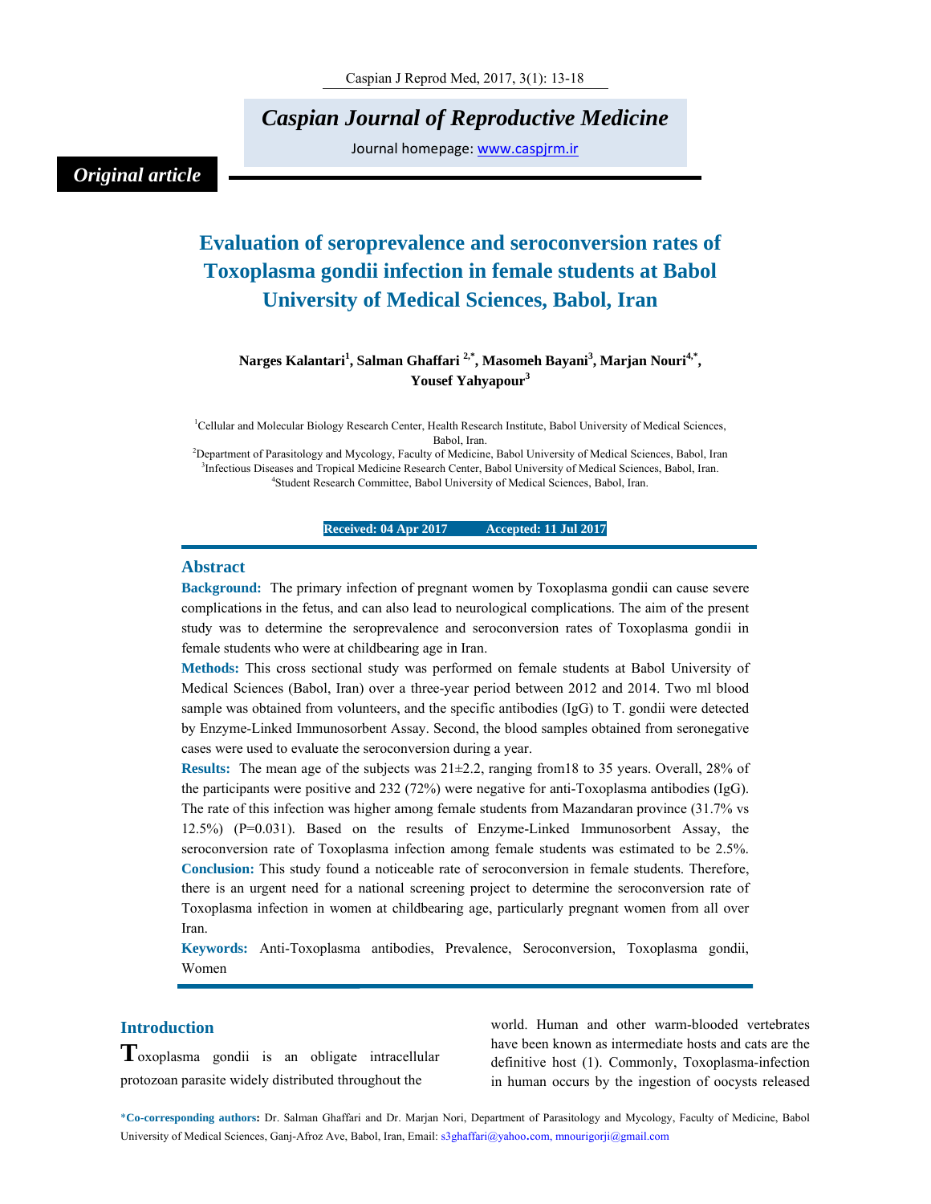Original article

# Evaluation of seroprevalence and seroconversion rates of Toxoplasma gondii infection in female students at Babol University of Medical Sciences, Babol, Iran

**Narges Kalantari[1], Salman Ghaffari [2,*], Masomeh Bayani[3], Marjan Nouri[4,*], Yousef Yahyapour[3]**

[1]Cellular and Molecular Biology Research Center, Health Research Institute, Babol University of Medical Sciences, Babol, Iran.
[2]Department of Parasitology and Mycology, Faculty of Medicine, Babol University of Medical Sciences, Babol, Iran
[3]Infectious Diseases and Tropical Medicine Research Center, Babol University of Medical Sciences, Babol, Iran.
[4]Student Research Committee, Babol University of Medical Sciences, Babol, Iran.

**Received: 04 Apr 2017 Accepted: 11 Jul 2017**

## Abstract

**Background:** The primary infection of pregnant women by Toxoplasma gondii can cause severe complications in the fetus, and can also lead to neurological complications. The aim of the present study was to determine the seroprevalence and seroconversion rates of Toxoplasma gondii in female students who were at childbearing age in Iran.

**Methods:** This cross sectional study was performed on female students at Babol University of Medical Sciences (Babol, Iran) over a three-year period between 2012 and 2014. Two ml blood sample was obtained from volunteers, and the specific antibodies (IgG) to T. gondii were detected by Enzyme-Linked Immunosorbent Assay. Second, the blood samples obtained from seronegative cases were used to evaluate the seroconversion during a year.

**Results:** The mean age of the subjects was 21±2.2, ranging from18 to 35 years. Overall, 28% of the participants were positive and 232 (72%) were negative for anti-Toxoplasma antibodies (IgG). The rate of this infection was higher among female students from Mazandaran province (31.7% vs 12.5%) (P=0.031). Based on the results of Enzyme-Linked Immunosorbent Assay, the seroconversion rate of Toxoplasma infection among female students was estimated to be 2.5%.

**Conclusion:** This study found a noticeable rate of seroconversion in female students. Therefore, there is an urgent need for a national screening project to determine the seroconversion rate of Toxoplasma infection in women at childbearing age, particularly pregnant women from all over Iran.

**Keywords:** Anti-Toxoplasma antibodies, Prevalence, Seroconversion, Toxoplasma gondii, Women

## Introduction

Toxoplasma gondii is an obligate intracellular protozoan parasite widely distributed throughout the world. Human and other warm-blooded vertebrates have been known as intermediate hosts and cats are the definitive host (1). Commonly, Toxoplasma-infection in human occurs by the ingestion of oocysts released

*Co-corresponding authors: Dr. Salman Ghaffari and Dr. Marjan Nori, Department of Parasitology and Mycology, Faculty of Medicine, Babol University of Medical Sciences, Ganj-Afroz Ave, Babol, Iran, Email: s3ghaffari@yahoo.com, mnourigorji@gmail.com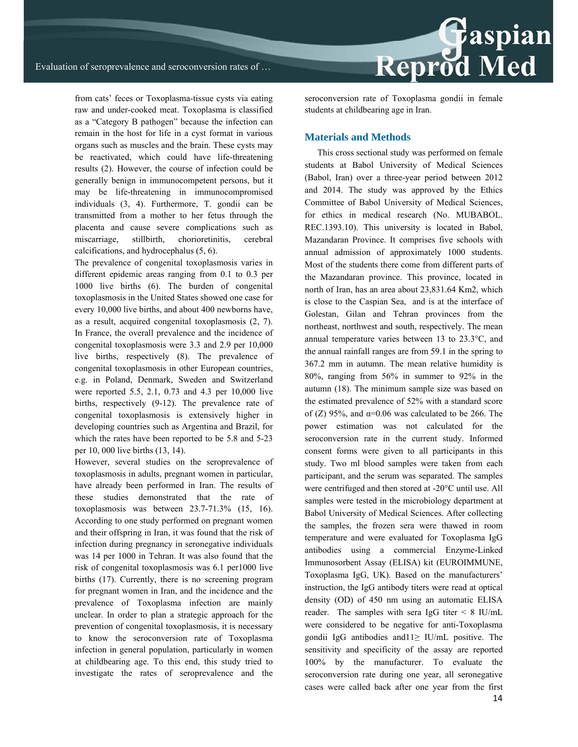from cats' feces or Toxoplasma-tissue cysts via eating raw and under-cooked meat. Toxoplasma is classified as a "Category B pathogen" because the infection can remain in the host for life in a cyst format in various organs such as muscles and the brain. These cysts may be reactivated, which could have life-threatening results (2). However, the course of infection could be generally benign in immunocompetent persons, but it may be life-threatening in immunocompromised individuals (3, 4). Furthermore, T. gondii can be transmitted from a mother to her fetus through the placenta and cause severe complications such as miscarriage, stillbirth, chorioretinitis, cerebral calcifications, and hydrocephalus (5, 6).

The prevalence of congenital toxoplasmosis varies in different epidemic areas ranging from 0.1 to 0.3 per 1000 live births (6). The burden of congenital toxoplasmosis in the United States showed one case for every 10,000 live births, and about 400 newborns have, as a result, acquired congenital toxoplasmosis (2, 7). In France, the overall prevalence and the incidence of congenital toxoplasmosis were 3.3 and 2.9 per 10,000 live births, respectively (8). The prevalence of congenital toxoplasmosis in other European countries, e.g. in Poland, Denmark, Sweden and Switzerland were reported 5.5, 2.1, 0.73 and 4.3 per 10,000 live births, respectively (9-12). The prevalence rate of congenital toxoplasmosis is extensively higher in developing countries such as Argentina and Brazil, for which the rates have been reported to be 5.8 and 5-23 per 10, 000 live births (13, 14).

However, several studies on the seroprevalence of toxoplasmosis in adults, pregnant women in particular, have already been performed in Iran. The results of these studies demonstrated that the rate of toxoplasmosis was between 23.7-71.3% (15, 16). According to one study performed on pregnant women and their offspring in Iran, it was found that the risk of infection during pregnancy in seronegative individuals was 14 per 1000 in Tehran. It was also found that the risk of congenital toxoplasmosis was 6.1 per1000 live births (17). Currently, there is no screening program for pregnant women in Iran, and the incidence and the prevalence of Toxoplasma infection are mainly unclear. In order to plan a strategic approach for the prevention of congenital toxoplasmosis, it is necessary to know the seroconversion rate of Toxoplasma infection in general population, particularly in women at childbearing age. To this end, this study tried to investigate the rates of seroprevalence and the seroconversion rate of Toxoplasma gondii in female students at childbearing age in Iran.

## Materials and Methods

This cross sectional study was performed on female students at Babol University of Medical Sciences (Babol, Iran) over a three-year period between 2012 and 2014. The study was approved by the Ethics Committee of Babol University of Medical Sciences, for ethics in medical research (No. MUBABOL. REC.1393.10). This university is located in Babol, Mazandaran Province. It comprises five schools with annual admission of approximately 1000 students. Most of the students there come from different parts of the Mazandaran province. This province, located in north of Iran, has an area about 23,831.64 Km2, which is close to the Caspian Sea, and is at the interface of Golestan, Gilan and Tehran provinces from the northeast, northwest and south, respectively. The mean annual temperature varies between 13 to 23.3°C, and the annual rainfall ranges are from 59.1 in the spring to 367.2 mm in autumn. The mean relative humidity is 80%, ranging from 56% in summer to 92% in the autumn (18). The minimum sample size was based on the estimated prevalence of 52% with a standard score of (Z) 95%, and $\alpha$=0.06 was calculated to be 266. The power estimation was not calculated for the seroconversion rate in the current study. Informed consent forms were given to all participants in this study. Two ml blood samples were taken from each participant, and the serum was separated. The samples were centrifuged and then stored at -20°C until use. All samples were tested in the microbiology department at Babol University of Medical Sciences. After collecting the samples, the frozen sera were thawed in room temperature and were evaluated for Toxoplasma IgG antibodies using a commercial Enzyme-Linked Immunosorbent Assay (ELISA) kit (EUROIMMUNE, Toxoplasma IgG, UK). Based on the manufacturers' instruction, the IgG antibody titers were read at optical density (OD) of 450 nm using an automatic ELISA reader. The samples with sera IgG titer < 8 IU/mL were considered to be negative for anti-Toxoplasma gondii IgG antibodies and11≥ IU/mL positive. The sensitivity and specificity of the assay are reported 100% by the manufacturer. To evaluate the seroconversion rate during one year, all seronegative cases were called back after one year from the first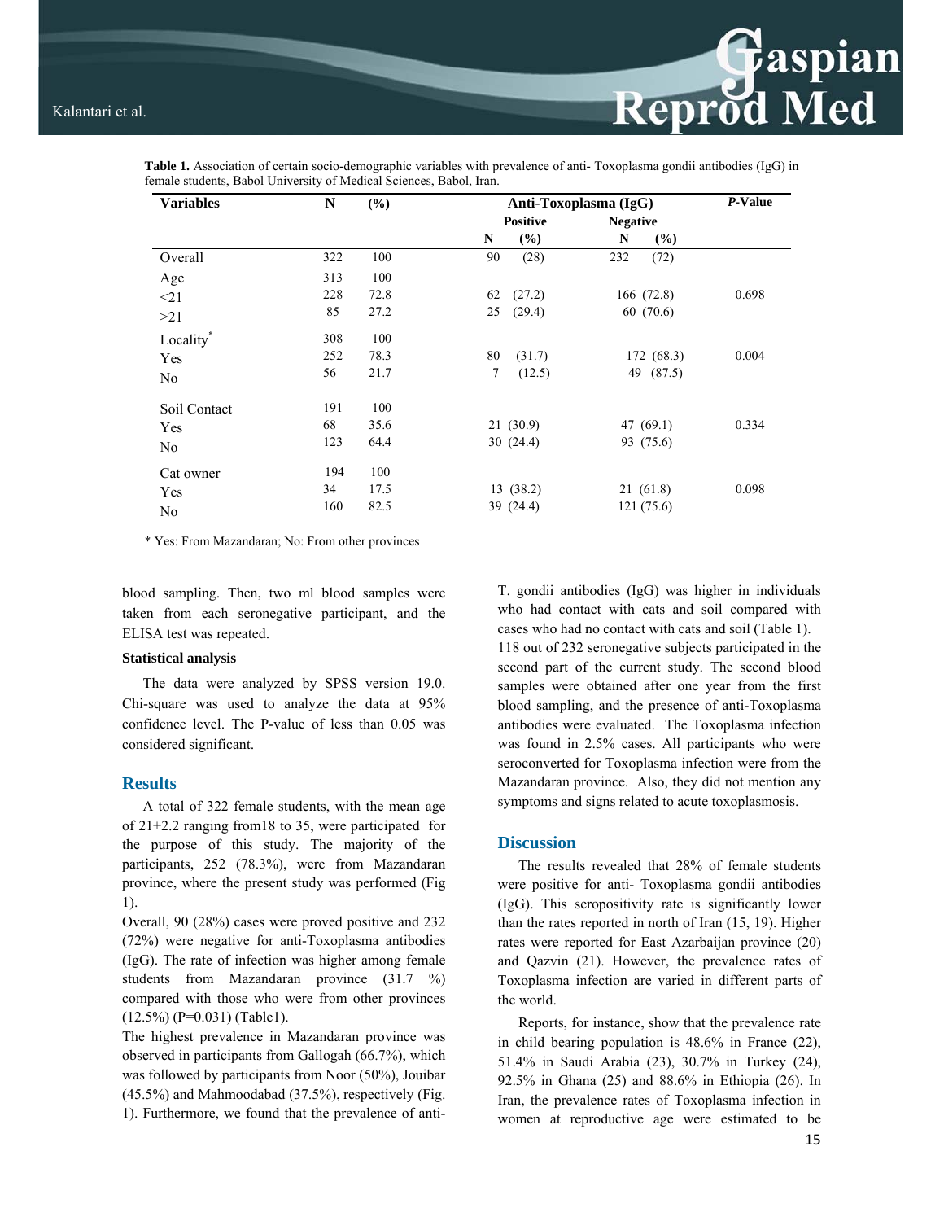**Table 1.** Association of certain socio-demographic variables with prevalence of anti- Toxoplasma gondii antibodies (IgG) in female students, Babol University of Medical Sciences, Babol, Iran.

| Variables | N | (%) | Anti-Toxoplasma (IgG) | | | | *P*-Value |
|---|---|---|---|---|---|---|---|
| | | | Positive | | Negative | | |
| | | | N | (%) | N | (%) | |
| Overall | 322 | 100 | 90 | (28) | 232 | (72) | |
| Age | 313 | 100 | | | | | |
| <21 | 228 | 72.8 | 62 | (27.2) | 166 | (72.8) | 0.698 |
| >21 | 85 | 27.2 | 25 | (29.4) | 60 | (70.6) | |
| Locality* | 308 | 100 | | | | | |
| Yes | 252 | 78.3 | 80 | (31.7) | 172 | (68.3) | 0.004 |
| No | 56 | 21.7 | 7 | (12.5) | 49 | (87.5) | |
| Soil Contact | 191 | 100 | | | | | |
| Yes | 68 | 35.6 | 21 | (30.9) | 47 | (69.1) | 0.334 |
| No | 123 | 64.4 | 30 | (24.4) | 93 | (75.6) | |
| Cat owner | 194 | 100 | | | | | |
| Yes | 34 | 17.5 | 13 | (38.2) | 21 | (61.8) | 0.098 |
| No | 160 | 82.5 | 39 | (24.4) | 121 | (75.6) | |

\* Yes: From Mazandaran; No: From other provinces

blood sampling. Then, two ml blood samples were taken from each seronegative participant, and the ELISA test was repeated.

**Statistical analysis**

The data were analyzed by SPSS version 19.0. Chi-square was used to analyze the data at 95% confidence level. The P-value of less than 0.05 was considered significant.

## Results

A total of 322 female students, with the mean age of 21±2.2 ranging from18 to 35, were participated for the purpose of this study. The majority of the participants, 252 (78.3%), were from Mazandaran province, where the present study was performed (Fig 1).

Overall, 90 (28%) cases were proved positive and 232 (72%) were negative for anti-Toxoplasma antibodies (IgG). The rate of infection was higher among female students from Mazandaran province (31.7 %) compared with those who were from other provinces (12.5%) (P=0.031) (Table1).

The highest prevalence in Mazandaran province was observed in participants from Gallogah (66.7%), which was followed by participants from Noor (50%), Jouibar (45.5%) and Mahmoodabad (37.5%), respectively (Fig. 1). Furthermore, we found that the prevalence of anti-T. gondii antibodies (IgG) was higher in individuals who had contact with cats and soil compared with cases who had no contact with cats and soil (Table 1).

118 out of 232 seronegative subjects participated in the second part of the current study. The second blood samples were obtained after one year from the first blood sampling, and the presence of anti-Toxoplasma antibodies were evaluated. The Toxoplasma infection was found in 2.5% cases. All participants who were seroconverted for Toxoplasma infection were from the Mazandaran province. Also, they did not mention any symptoms and signs related to acute toxoplasmosis.

## Discussion

The results revealed that 28% of female students were positive for anti- Toxoplasma gondii antibodies (IgG). This seropositivity rate is significantly lower than the rates reported in north of Iran (15, 19). Higher rates were reported for East Azarbaijan province (20) and Qazvin (21). However, the prevalence rates of Toxoplasma infection are varied in different parts of the world.

Reports, for instance, show that the prevalence rate in child bearing population is 48.6% in France (22), 51.4% in Saudi Arabia (23), 30.7% in Turkey (24), 92.5% in Ghana (25) and 88.6% in Ethiopia (26). In Iran, the prevalence rates of Toxoplasma infection in women at reproductive age were estimated to be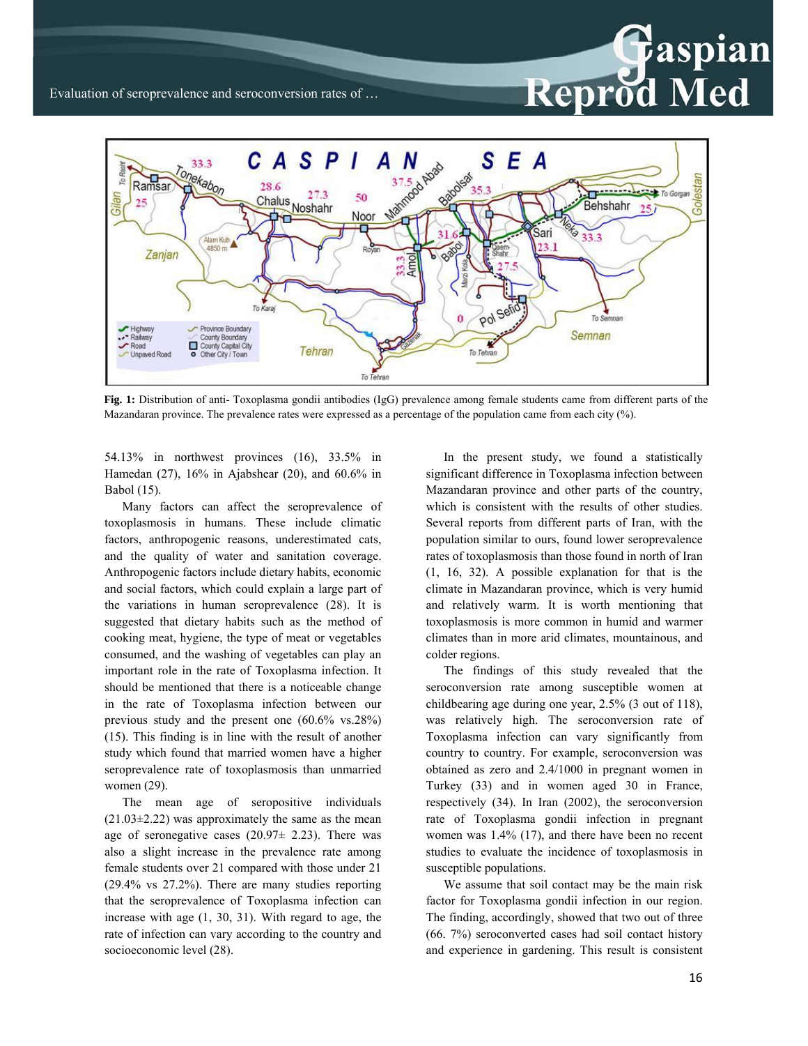**Fig. 1:** Distribution of anti- Toxoplasma gondii antibodies (IgG) prevalence among female students came from different parts of the Mazandaran province. The prevalence rates were expressed as a percentage of the population came from each city (%).

54.13% in northwest provinces (16), 33.5% in Hamedan (27), 16% in Ajabshear (20), and 60.6% in Babol (15).

Many factors can affect the seroprevalence of toxoplasmosis in humans. These include climatic factors, anthropogenic reasons, underestimated cats, and the quality of water and sanitation coverage. Anthropogenic factors include dietary habits, economic and social factors, which could explain a large part of the variations in human seroprevalence (28). It is suggested that dietary habits such as the method of cooking meat, hygiene, the type of meat or vegetables consumed, and the washing of vegetables can play an important role in the rate of Toxoplasma infection. It should be mentioned that there is a noticeable change in the rate of Toxoplasma infection between our previous study and the present one (60.6% vs.28%) (15). This finding is in line with the result of another study which found that married women have a higher seroprevalence rate of toxoplasmosis than unmarried women (29).

The mean age of seropositive individuals (21.03±2.22) was approximately the same as the mean age of seronegative cases (20.97± 2.23). There was also a slight increase in the prevalence rate among female students over 21 compared with those under 21 (29.4% vs 27.2%). There are many studies reporting that the seroprevalence of Toxoplasma infection can increase with age (1, 30, 31). With regard to age, the rate of infection can vary according to the country and socioeconomic level (28).

In the present study, we found a statistically significant difference in Toxoplasma infection between Mazandaran province and other parts of the country, which is consistent with the results of other studies. Several reports from different parts of Iran, with the population similar to ours, found lower seroprevalence rates of toxoplasmosis than those found in north of Iran (1, 16, 32). A possible explanation for that is the climate in Mazandaran province, which is very humid and relatively warm. It is worth mentioning that toxoplasmosis is more common in humid and warmer climates than in more arid climates, mountainous, and colder regions.

The findings of this study revealed that the seroconversion rate among susceptible women at childbearing age during one year, 2.5% (3 out of 118), was relatively high. The seroconversion rate of Toxoplasma infection can vary significantly from country to country. For example, seroconversion was obtained as zero and 2.4/1000 in pregnant women in Turkey (33) and in women aged 30 in France, respectively (34). In Iran (2002), the seroconversion rate of Toxoplasma gondii infection in pregnant women was 1.4% (17), and there have been no recent studies to evaluate the incidence of toxoplasmosis in susceptible populations.

We assume that soil contact may be the main risk factor for Toxoplasma gondii infection in our region. The finding, accordingly, showed that two out of three (66. 7%) seroconverted cases had soil contact history and experience in gardening. This result is consistent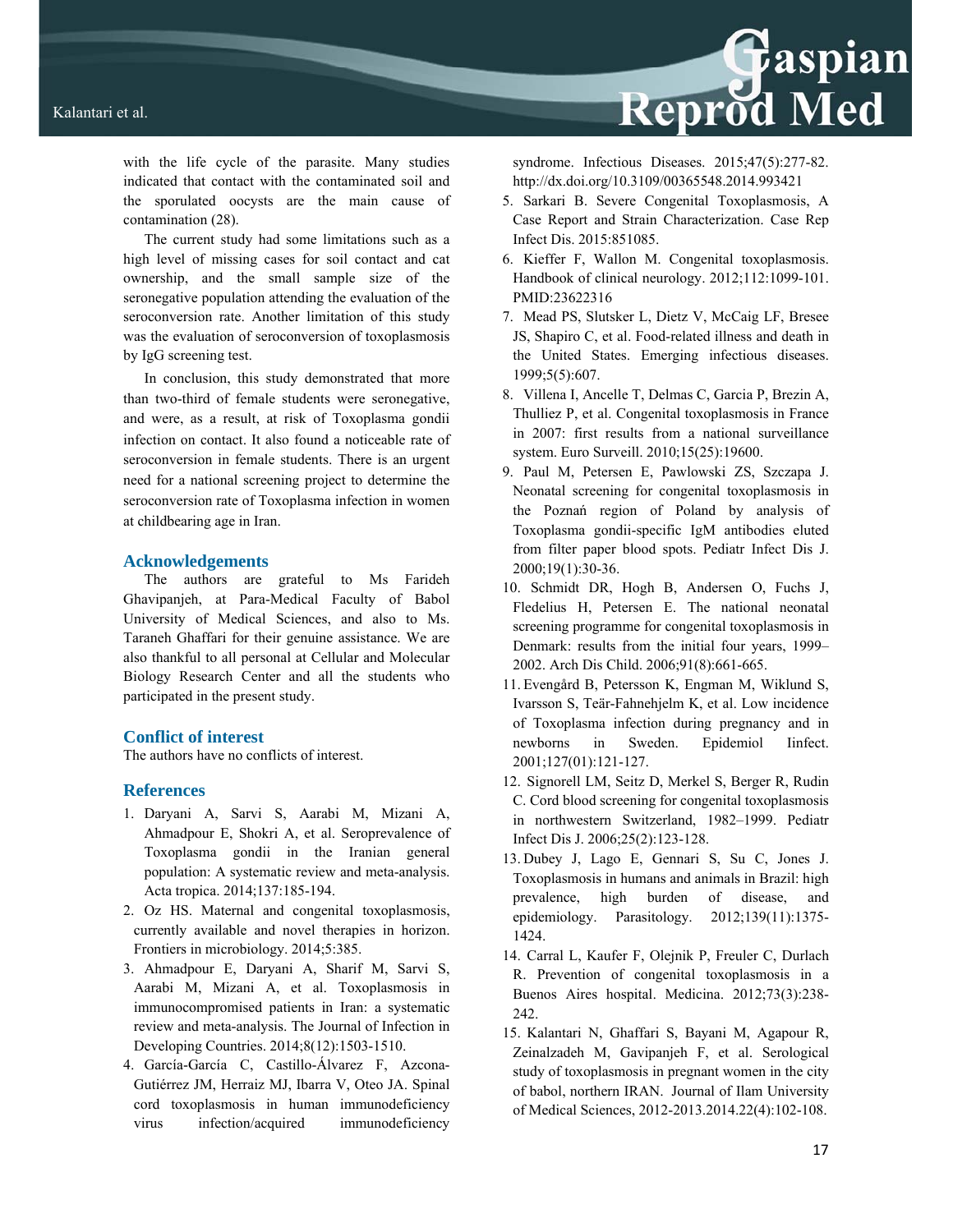with the life cycle of the parasite. Many studies indicated that contact with the contaminated soil and the sporulated oocysts are the main cause of contamination (28).

The current study had some limitations such as a high level of missing cases for soil contact and cat ownership, and the small sample size of the seronegative population attending the evaluation of the seroconversion rate. Another limitation of this study was the evaluation of seroconversion of toxoplasmosis by IgG screening test.

In conclusion, this study demonstrated that more than two-third of female students were seronegative, and were, as a result, at risk of Toxoplasma gondii infection on contact. It also found a noticeable rate of seroconversion in female students. There is an urgent need for a national screening project to determine the seroconversion rate of Toxoplasma infection in women at childbearing age in Iran.

## Acknowledgements

The authors are grateful to Ms Farideh Ghavipanjeh, at Para-Medical Faculty of Babol University of Medical Sciences, and also to Ms. Taraneh Ghaffari for their genuine assistance. We are also thankful to all personal at Cellular and Molecular Biology Research Center and all the students who participated in the present study.

## Conflict of interest

The authors have no conflicts of interest.

## References

1. Daryani A, Sarvi S, Aarabi M, Mizani A, Ahmadpour E, Shokri A, et al. Seroprevalence of Toxoplasma gondii in the Iranian general population: A systematic review and meta-analysis. Acta tropica. 2014;137:185-194.
2. Oz HS. Maternal and congenital toxoplasmosis, currently available and novel therapies in horizon. Frontiers in microbiology. 2014;5:385.
3. Ahmadpour E, Daryani A, Sharif M, Sarvi S, Aarabi M, Mizani A, et al. Toxoplasmosis in immunocompromised patients in Iran: a systematic review and meta-analysis. The Journal of Infection in Developing Countries. 2014;8(12):1503-1510.
4. García-García C, Castillo-Álvarez F, Azcona-Gutiérrez JM, Herraiz MJ, Ibarra V, Oteo JA. Spinal cord toxoplasmosis in human immunodeficiency virus infection/acquired immunodeficiency syndrome. Infectious Diseases. 2015;47(5):277-82. http://dx.doi.org/10.3109/00365548.2014.993421
5. Sarkari B. Severe Congenital Toxoplasmosis, A Case Report and Strain Characterization. Case Rep Infect Dis. 2015:851085.
6. Kieffer F, Wallon M. Congenital toxoplasmosis. Handbook of clinical neurology. 2012;112:1099-101. PMID:23622316
7. Mead PS, Slutsker L, Dietz V, McCaig LF, Bresee JS, Shapiro C, et al. Food-related illness and death in the United States. Emerging infectious diseases. 1999;5(5):607.
8. Villena I, Ancelle T, Delmas C, Garcia P, Brezin A, Thulliez P, et al. Congenital toxoplasmosis in France in 2007: first results from a national surveillance system. Euro Surveill. 2010;15(25):19600.
9. Paul M, Petersen E, Pawlowski ZS, Szczapa J. Neonatal screening for congenital toxoplasmosis in the Poznań region of Poland by analysis of Toxoplasma gondii-specific IgM antibodies eluted from filter paper blood spots. Pediatr Infect Dis J. 2000;19(1):30-36.
10. Schmidt DR, Hogh B, Andersen O, Fuchs J, Fledelius H, Petersen E. The national neonatal screening programme for congenital toxoplasmosis in Denmark: results from the initial four years, 1999–2002. Arch Dis Child. 2006;91(8):661-665.
11. Evengård B, Petersson K, Engman M, Wiklund S, Ivarsson S, Teär-Fahnehjelm K, et al. Low incidence of Toxoplasma infection during pregnancy and in newborns in Sweden. Epidemiol Iinfect. 2001;127(01):121-127.
12. Signorell LM, Seitz D, Merkel S, Berger R, Rudin C. Cord blood screening for congenital toxoplasmosis in northwestern Switzerland, 1982–1999. Pediatr Infect Dis J. 2006;25(2):123-128.
13. Dubey J, Lago E, Gennari S, Su C, Jones J. Toxoplasmosis in humans and animals in Brazil: high prevalence, high burden of disease, and epidemiology. Parasitology. 2012;139(11):1375-1424.
14. Carral L, Kaufer F, Olejnik P, Freuler C, Durlach R. Prevention of congenital toxoplasmosis in a Buenos Aires hospital. Medicina. 2012;73(3):238-242.
15. Kalantari N, Ghaffari S, Bayani M, Agapour R, Zeinalzadeh M, Gavipanjeh F, et al. Serological study of toxoplasmosis in pregnant women in the city of babol, northern IRAN. Journal of Ilam University of Medical Sciences, 2012-2013.2014.22(4):102-108.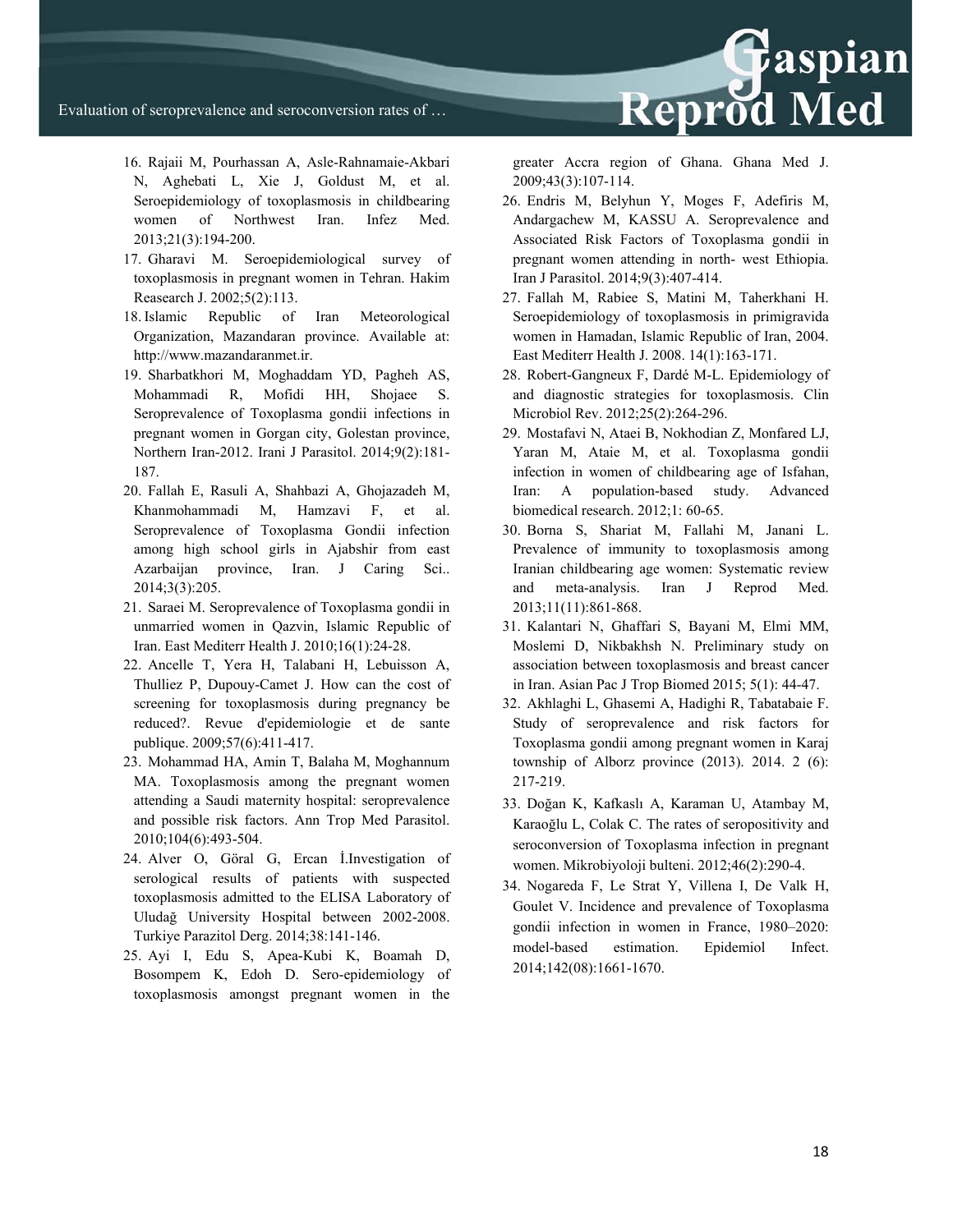16. Rajaii M, Pourhassan A, Asle-Rahnamaie-Akbari N, Aghebati L, Xie J, Goldust M, et al. Seroepidemiology of toxoplasmosis in childbearing women of Northwest Iran. Infez Med. 2013;21(3):194-200.
17. Gharavi M. Seroepidemiological survey of toxoplasmosis in pregnant women in Tehran. Hakim Reasearch J. 2002;5(2):113.
18. Islamic Republic of Iran Meteorological Organization, Mazandaran province. Available at: http://www.mazandaranmet.ir.
19. Sharbatkhori M, Moghaddam YD, Pagheh AS, Mohammadi R, Mofidi HH, Shojaee S. Seroprevalence of Toxoplasma gondii infections in pregnant women in Gorgan city, Golestan province, Northern Iran-2012. Irani J Parasitol. 2014;9(2):181-187.
20. Fallah E, Rasuli A, Shahbazi A, Ghojazadeh M, Khanmohammadi M, Hamzavi F, et al. Seroprevalence of Toxoplasma Gondii infection among high school girls in Ajabshir from east Azarbaijan province, Iran. J Caring Sci.. 2014;3(3):205.
21. Saraei M. Seroprevalence of Toxoplasma gondii in unmarried women in Qazvin, Islamic Republic of Iran. East Mediterr Health J. 2010;16(1):24-28.
22. Ancelle T, Yera H, Talabani H, Lebuisson A, Thulliez P, Dupouy-Camet J. How can the cost of screening for toxoplasmosis during pregnancy be reduced?. Revue d'epidemiologie et de sante publique. 2009;57(6):411-417.
23. Mohammad HA, Amin T, Balaha M, Moghannum MA. Toxoplasmosis among the pregnant women attending a Saudi maternity hospital: seroprevalence and possible risk factors. Ann Trop Med Parasitol. 2010;104(6):493-504.
24. Alver O, Göral G, Ercan İ.Investigation of serological results of patients with suspected toxoplasmosis admitted to the ELISA Laboratory of Uludağ University Hospital between 2002-2008. Turkiye Parazitol Derg. 2014;38:141-146.
25. Ayi I, Edu S, Apea-Kubi K, Boamah D, Bosompem K, Edoh D. Sero-epidemiology of toxoplasmosis amongst pregnant women in the greater Accra region of Ghana. Ghana Med J. 2009;43(3):107-114.
26. Endris M, Belyhun Y, Moges F, Adefiris M, Andargachew M, KASSU A. Seroprevalence and Associated Risk Factors of Toxoplasma gondii in pregnant women attending in north- west Ethiopia. Iran J Parasitol. 2014;9(3):407-414.
27. Fallah M, Rabiee S, Matini M, Taherkhani H. Seroepidemiology of toxoplasmosis in primigravida women in Hamadan, Islamic Republic of Iran, 2004. East Mediterr Health J. 2008. 14(1):163-171.
28. Robert-Gangneux F, Dardé M-L. Epidemiology of and diagnostic strategies for toxoplasmosis. Clin Microbiol Rev. 2012;25(2):264-296.
29. Mostafavi N, Ataei B, Nokhodian Z, Monfared LJ, Yaran M, Ataie M, et al. Toxoplasma gondii infection in women of childbearing age of Isfahan, Iran: A population-based study. Advanced biomedical research. 2012;1: 60-65.
30. Borna S, Shariat M, Fallahi M, Janani L. Prevalence of immunity to toxoplasmosis among Iranian childbearing age women: Systematic review and meta-analysis. Iran J Reprod Med. 2013;11(11):861-868.
31. Kalantari N, Ghaffari S, Bayani M, Elmi MM, Moslemi D, Nikbakhsh N. Preliminary study on association between toxoplasmosis and breast cancer in Iran. Asian Pac J Trop Biomed 2015; 5(1): 44-47.
32. Akhlaghi L, Ghasemi A, Hadighi R, Tabatabaie F. Study of seroprevalence and risk factors for Toxoplasma gondii among pregnant women in Karaj township of Alborz province (2013). 2014. 2 (6): 217-219.
33. Doğan K, Kafkaslı A, Karaman U, Atambay M, Karaoğlu L, Colak C. The rates of seropositivity and seroconversion of Toxoplasma infection in pregnant women. Mikrobiyoloji bulteni. 2012;46(2):290-4.
34. Nogareda F, Le Strat Y, Villena I, De Valk H, Goulet V. Incidence and prevalence of Toxoplasma gondii infection in women in France, 1980–2020: model-based estimation. Epidemiol Infect. 2014;142(08):1661-1670.